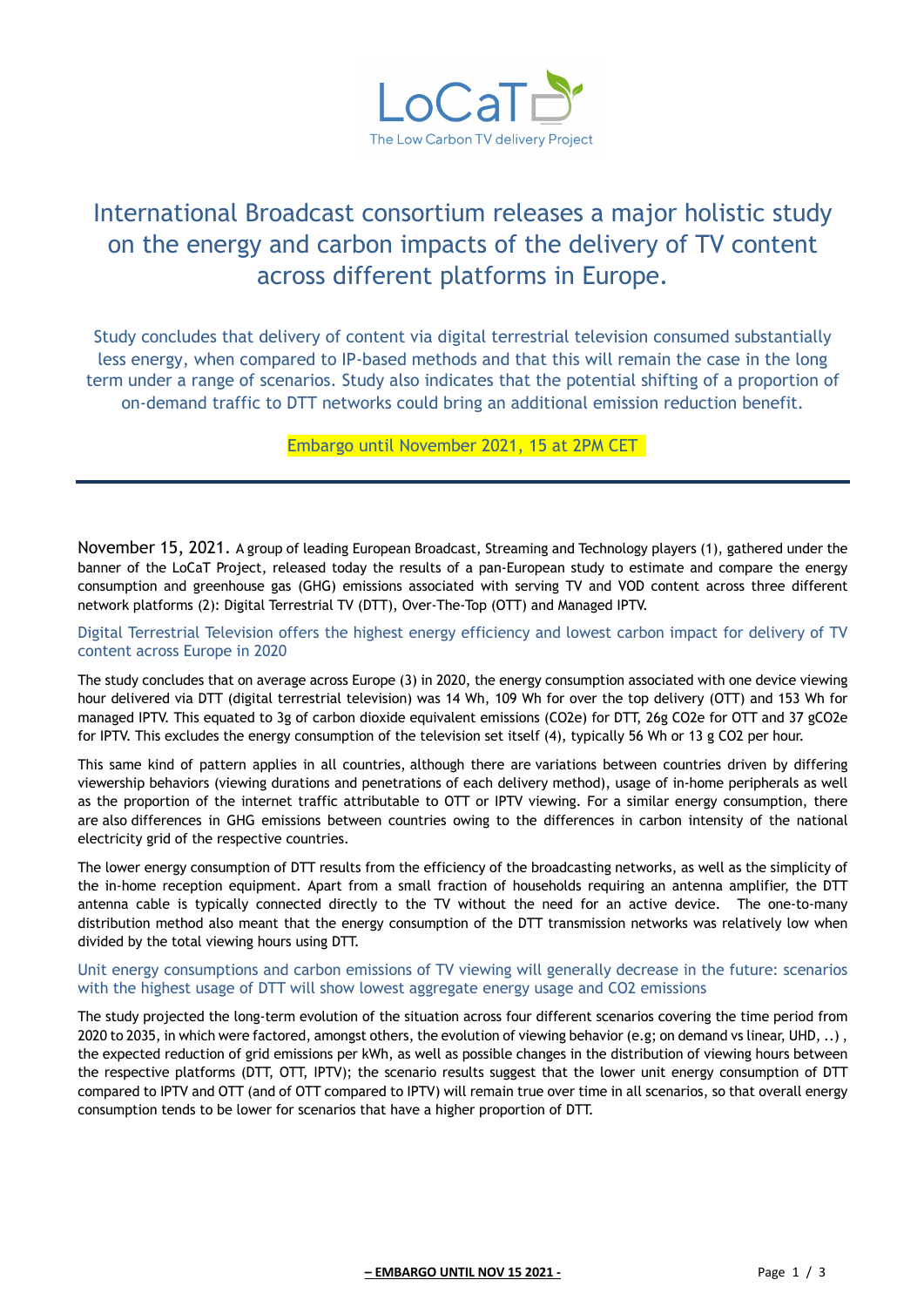LoCaT

The Low Carbon TV delivery Project

# International Broadcast consortium releases a major holistic study on the energy and carbon impacts of the delivery of TV content across different platforms in Europe.

Study concludes that delivery of content via digital terrestrial television consumed substantially less energy, when compared to IP-based methods and that this will remain the case in the long term under a range of scenarios. Study also indicates that the potential shifting of a proportion of on-demand traffic to DTT networks could bring an additional emission reduction benefit.

Embargo until November 2021, 15 at 2PM CET

---

November 15, 2021. A group of leading European Broadcast, Streaming and Technology players (1), gathered under the banner of the LoCaT Project, released today the results of a pan-European study to estimate and compare the energy consumption and greenhouse gas (GHG) emissions associated with serving TV and VOD content across three different network platforms (2): Digital Terrestrial TV (DTT), Over-The-Top (OTT) and Managed IPTV.

## Digital Terrestrial Television offers the highest energy efficiency and lowest carbon impact for delivery of TV content across Europe in 2020

The study concludes that on average across Europe (3) in 2020, the energy consumption associated with one device viewing hour delivered via DTT (digital terrestrial television) was 14 Wh, 109 Wh for over the top delivery (OTT) and 153 Wh for managed IPTV. This equated to 3g of carbon dioxide equivalent emissions ($CO_2e$) for DTT, 26g $CO_2e$ for OTT and 37 g$CO_2e$ for IPTV. This excludes the energy consumption of the television set itself (4), typically 56 Wh or 13 g $CO_2$ per hour.

This same kind of pattern applies in all countries, although there are variations between countries driven by differing viewership behaviors (viewing durations and penetrations of each delivery method), usage of in-home peripherals as well as the proportion of the internet traffic attributable to OTT or IPTV viewing. For a similar energy consumption, there are also differences in GHG emissions between countries owing to the differences in carbon intensity of the national electricity grid of the respective countries.

The lower energy consumption of DTT results from the efficiency of the broadcasting networks, as well as the simplicity of the in-home reception equipment. Apart from a small fraction of households requiring an antenna amplifier, the DTT antenna cable is typically connected directly to the TV without the need for an active device. The one-to-many distribution method also meant that the energy consumption of the DTT transmission networks was relatively low when divided by the total viewing hours using DTT.

## Unit energy consumptions and carbon emissions of TV viewing will generally decrease in the future: scenarios with the highest usage of DTT will show lowest aggregate energy usage and CO2 emissions

The study projected the long-term evolution of the situation across four different scenarios covering the time period from 2020 to 2035, in which were factored, amongst others, the evolution of viewing behavior (e.g; on demand vs linear, UHD, ..) , the expected reduction of grid emissions per kWh, as well as possible changes in the distribution of viewing hours between the respective platforms (DTT, OTT, IPTV); the scenario results suggest that the lower unit energy consumption of DTT compared to IPTV and OTT (and of OTT compared to IPTV) will remain true over time in all scenarios, so that overall energy consumption tends to be lower for scenarios that have a higher proportion of DTT.

**– EMBARGO UNTIL NOV 15 2021 -**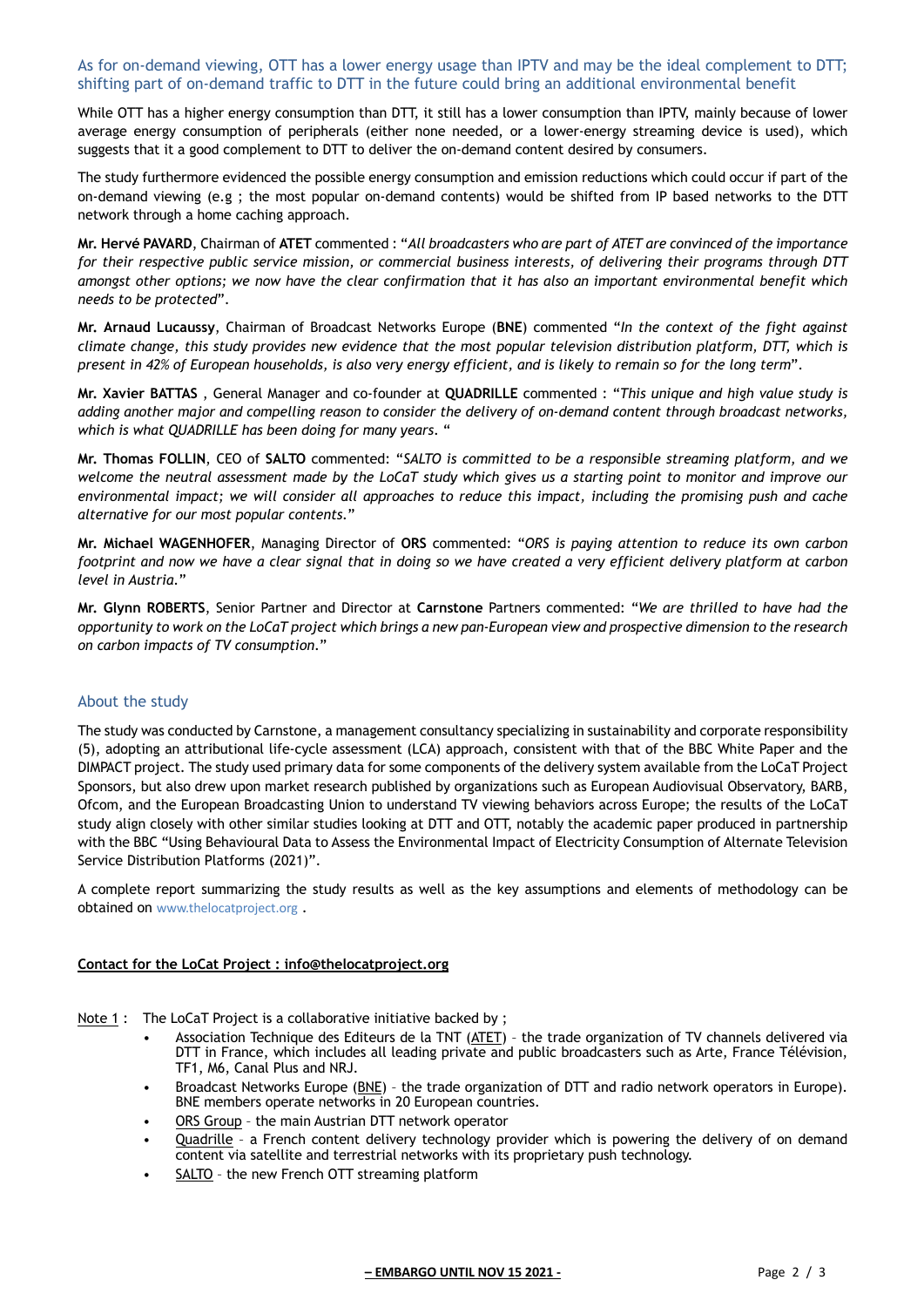## As for on-demand viewing, OTT has a lower energy usage than IPTV and may be the ideal complement to DTT; shifting part of on-demand traffic to DTT in the future could bring an additional environmental benefit

While OTT has a higher energy consumption than DTT, it still has a lower consumption than IPTV, mainly because of lower average energy consumption of peripherals (either none needed, or a lower-energy streaming device is used), which suggests that it a good complement to DTT to deliver the on-demand content desired by consumers.

The study furthermore evidenced the possible energy consumption and emission reductions which could occur if part of the on-demand viewing (e.g ; the most popular on-demand contents) would be shifted from IP based networks to the DTT network through a home caching approach.

**Mr. Hervé PAVARD**, Chairman of **ATET** commented : "*All broadcasters who are part of ATET are convinced of the importance for their respective public service mission, or commercial business interests, of delivering their programs through DTT amongst other options; we now have the clear confirmation that it has also an important environmental benefit which needs to be protected*".

**Mr. Arnaud Lucaussy**, Chairman of Broadcast Networks Europe (**BNE**) commented "*In the context of the fight against climate change, this study provides new evidence that the most popular television distribution platform, DTT, which is present in 42% of European households, is also very energy efficient, and is likely to remain so for the long term*".

**Mr. Xavier BATTAS** , General Manager and co-founder at **QUADRILLE** commented : "*This unique and high value study is adding another major and compelling reason to consider the delivery of on-demand content through broadcast networks, which is what QUADRILLE has been doing for many years.* "

**Mr. Thomas FOLLIN**, CEO of **SALTO** commented: "*SALTO is committed to be a responsible streaming platform, and we welcome the neutral assessment made by the LoCaT study which gives us a starting point to monitor and improve our environmental impact; we will consider all approaches to reduce this impact, including the promising push and cache alternative for our most popular contents.*"

**Mr. Michael WAGENHOFER**, Managing Director of **ORS** commented: "*ORS is paying attention to reduce its own carbon footprint and now we have a clear signal that in doing so we have created a very efficient delivery platform at carbon level in Austria.*"

**Mr. Glynn ROBERTS**, Senior Partner and Director at **Carnstone** Partners commented: "*We are thrilled to have had the opportunity to work on the LoCaT project which brings a new pan-European view and prospective dimension to the research on carbon impacts of TV consumption.*"

## About the study

The study was conducted by Carnstone, a management consultancy specializing in sustainability and corporate responsibility (5), adopting an attributional life-cycle assessment (LCA) approach, consistent with that of the BBC White Paper and the DIMPACT project. The study used primary data for some components of the delivery system available from the LoCaT Project Sponsors, but also drew upon market research published by organizations such as European Audiovisual Observatory, BARB, Ofcom, and the European Broadcasting Union to understand TV viewing behaviors across Europe; the results of the LoCaT study align closely with other similar studies looking at DTT and OTT, notably the academic paper produced in partnership with the BBC "Using Behavioural Data to Assess the Environmental Impact of Electricity Consumption of Alternate Television Service Distribution Platforms (2021)".

A complete report summarizing the study results as well as the key assumptions and elements of methodology can be obtained on www.thelocatproject.org .

**Contact for the LoCat Project : info@thelocatproject.org**

Note 1 : The LoCaT Project is a collaborative initiative backed by ;

- Association Technique des Editeurs de la TNT (ATET) – the trade organization of TV channels delivered via DTT in France, which includes all leading private and public broadcasters such as Arte, France Télévision, TF1, M6, Canal Plus and NRJ.
- Broadcast Networks Europe (BNE) – the trade organization of DTT and radio network operators in Europe). BNE members operate networks in 20 European countries.
- ORS Group – the main Austrian DTT network operator
- Quadrille – a French content delivery technology provider which is powering the delivery of on demand content via satellite and terrestrial networks with its proprietary push technology.
- SALTO – the new French OTT streaming platform

**– EMBARGO UNTIL NOV 15 2021 -**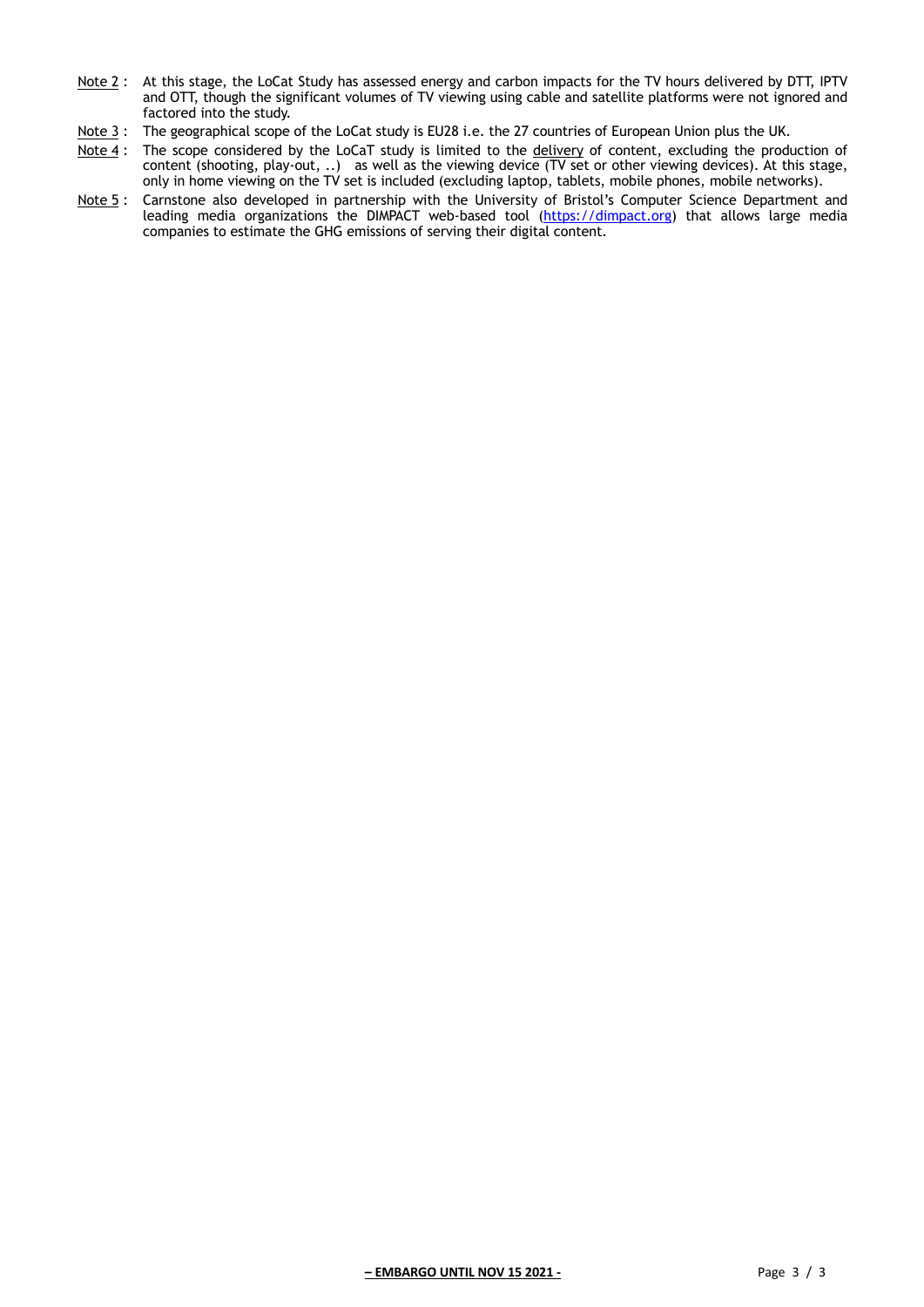Note 2 : At this stage, the LoCat Study has assessed energy and carbon impacts for the TV hours delivered by DTT, IPTV and OTT, though the significant volumes of TV viewing using cable and satellite platforms were not ignored and factored into the study.

Note 3 : The geographical scope of the LoCat study is EU28 i.e. the 27 countries of European Union plus the UK.

Note 4 : The scope considered by the LoCaT study is limited to the delivery of content, excluding the production of content (shooting, play-out, ..) as well as the viewing device (TV set or other viewing devices). At this stage, only in home viewing on the TV set is included (excluding laptop, tablets, mobile phones, mobile networks).

Note 5 : Carnstone also developed in partnership with the University of Bristol's Computer Science Department and leading media organizations the DIMPACT web-based tool (https://dimpact.org) that allows large media companies to estimate the GHG emissions of serving their digital content.

**– EMBARGO UNTIL NOV 15 2021 -**